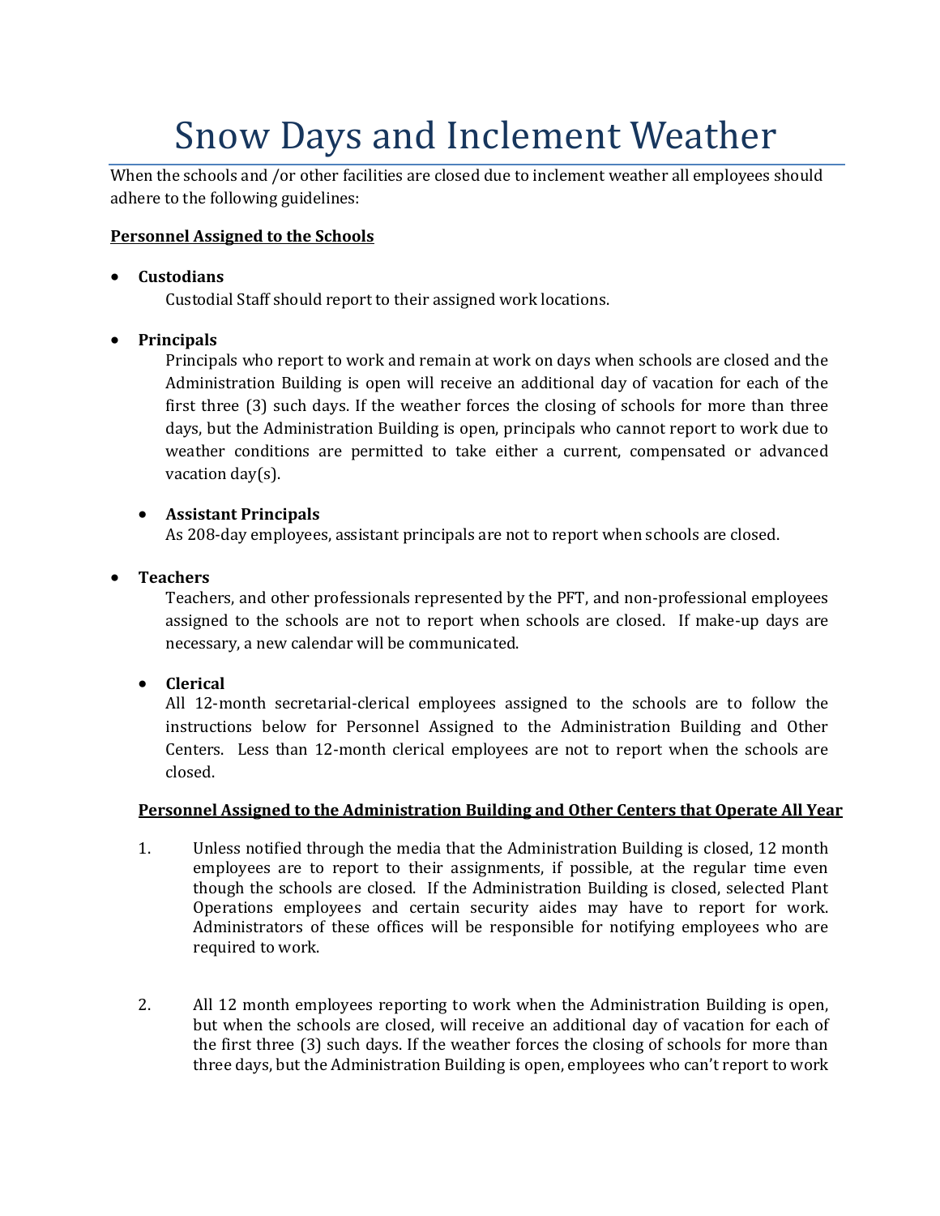# Snow Days and Inclement Weather

When the schools and /or other facilities are closed due to inclement weather all employees should adhere to the following guidelines:

**<u>Personnel Assigned to the Schools</u>**

- **Custodians**
  Custodial Staff should report to their assigned work locations.

- **Principals**
  Principals who report to work and remain at work on days when schools are closed and the Administration Building is open will receive an additional day of vacation for each of the first three (3) such days. If the weather forces the closing of schools for more than three days, but the Administration Building is open, principals who cannot report to work due to weather conditions are permitted to take either a current, compensated or advanced vacation day(s).

  - **Assistant Principals**
    As 208-day employees, assistant principals are not to report when schools are closed.

- **Teachers**
  Teachers, and other professionals represented by the PFT, and non-professional employees assigned to the schools are not to report when schools are closed. If make-up days are necessary, a new calendar will be communicated.

  - **Clerical**
    All 12-month secretarial-clerical employees assigned to the schools are to follow the instructions below for Personnel Assigned to the Administration Building and Other Centers. Less than 12-month clerical employees are not to report when the schools are closed.

**<u>Personnel Assigned to the Administration Building and Other Centers that Operate All Year</u>**

1. Unless notified through the media that the Administration Building is closed, 12 month employees are to report to their assignments, if possible, at the regular time even though the schools are closed. If the Administration Building is closed, selected Plant Operations employees and certain security aides may have to report for work. Administrators of these offices will be responsible for notifying employees who are required to work.

2. All 12 month employees reporting to work when the Administration Building is open, but when the schools are closed, will receive an additional day of vacation for each of the first three (3) such days. If the weather forces the closing of schools for more than three days, but the Administration Building is open, employees who can't report to work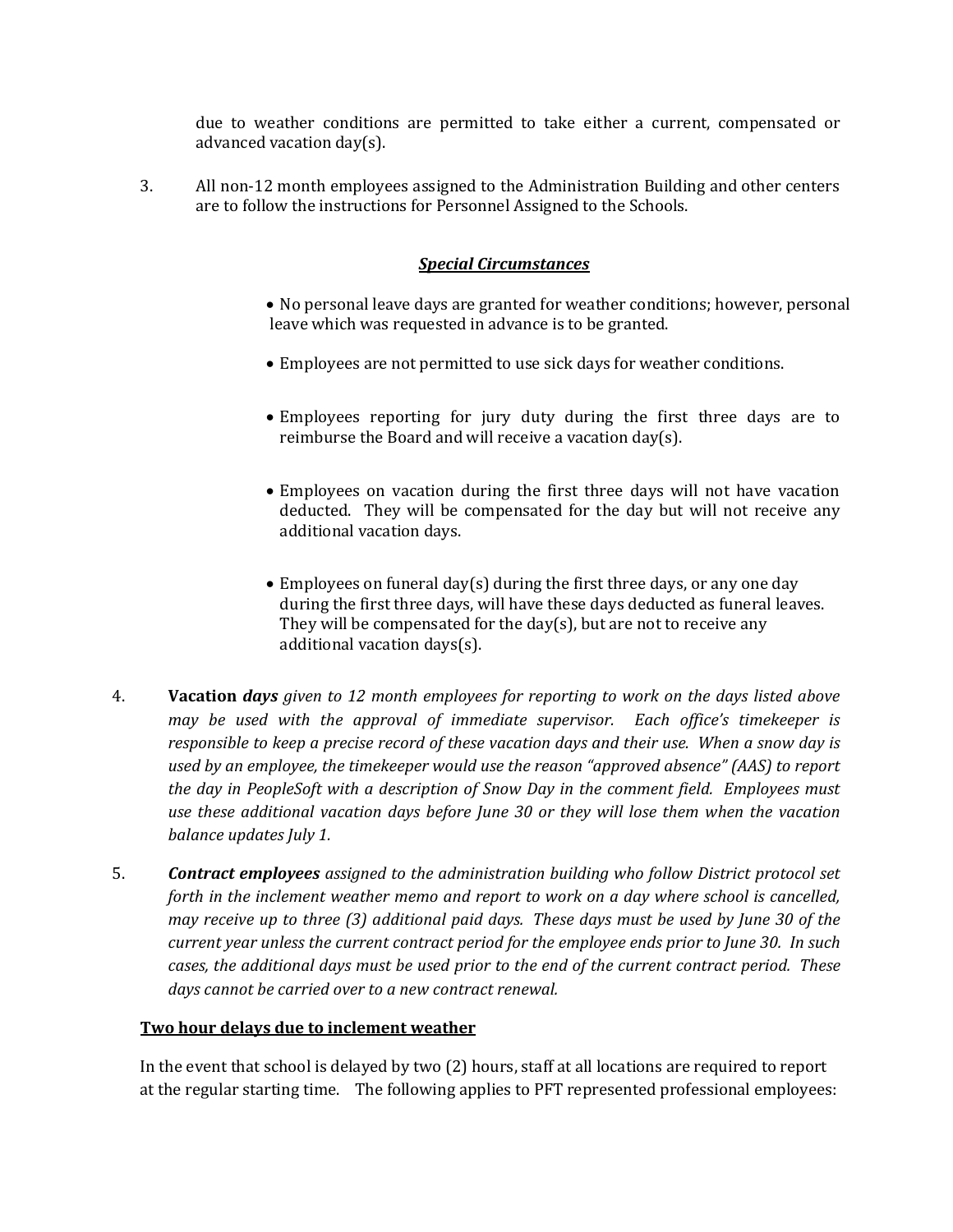due to weather conditions are permitted to take either a current, compensated or advanced vacation day(s).

3. All non-12 month employees assigned to the Administration Building and other centers are to follow the instructions for Personnel Assigned to the Schools.

### ***Special Circumstances***

- No personal leave days are granted for weather conditions; however, personal leave which was requested in advance is to be granted.
- Employees are not permitted to use sick days for weather conditions.
- Employees reporting for jury duty during the first three days are to reimburse the Board and will receive a vacation day(s).
- Employees on vacation during the first three days will not have vacation deducted. They will be compensated for the day but will not receive any additional vacation days.
- Employees on funeral day(s) during the first three days, or any one day during the first three days, will have these days deducted as funeral leaves. They will be compensated for the day(s), but are not to receive any additional vacation days(s).

4. **Vacation** ***days*** *given to 12 month employees for reporting to work on the days listed above may be used with the approval of immediate supervisor. Each office's timekeeper is responsible to keep a precise record of these vacation days and their use. When a snow day is used by an employee, the timekeeper would use the reason "approved absence" (AAS) to report the day in PeopleSoft with a description of Snow Day in the comment field. Employees must use these additional vacation days before June 30 or they will lose them when the vacation balance updates July 1.*

5. ***Contract employees*** *assigned to the administration building who follow District protocol set forth in the inclement weather memo and report to work on a day where school is cancelled, may receive up to three (3) additional paid days. These days must be used by June 30 of the current year unless the current contract period for the employee ends prior to June 30. In such cases, the additional days must be used prior to the end of the current contract period. These days cannot be carried over to a new contract renewal.*

**<u>Two hour delays due to inclement weather</u>**

In the event that school is delayed by two (2) hours, staff at all locations are required to report at the regular starting time. The following applies to PFT represented professional employees: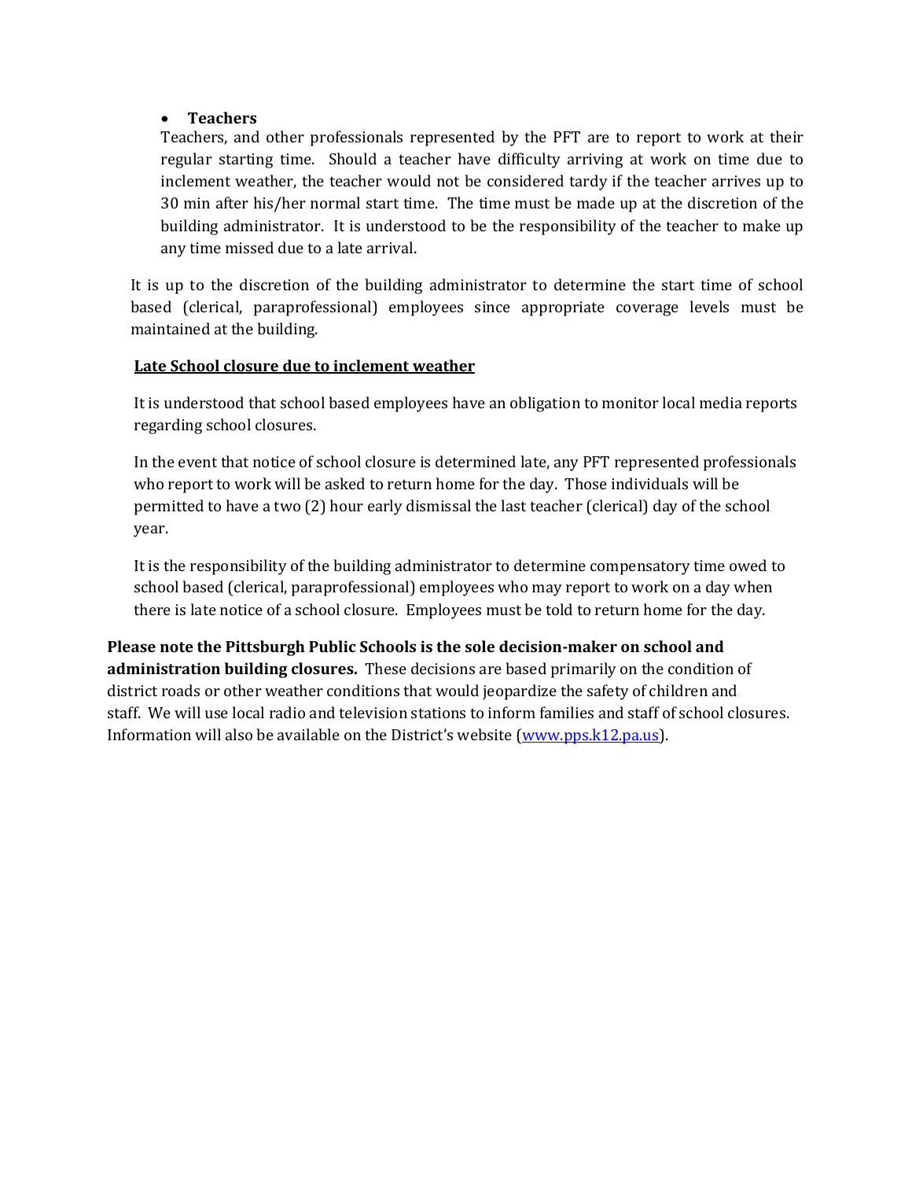- **Teachers**

  Teachers, and other professionals represented by the PFT are to report to work at their regular starting time. Should a teacher have difficulty arriving at work on time due to inclement weather, the teacher would not be considered tardy if the teacher arrives up to 30 min after his/her normal start time. The time must be made up at the discretion of the building administrator. It is understood to be the responsibility of the teacher to make up any time missed due to a late arrival.

It is up to the discretion of the building administrator to determine the start time of school based (clerical, paraprofessional) employees since appropriate coverage levels must be maintained at the building.

<u>**Late School closure due to inclement weather**</u>

It is understood that school based employees have an obligation to monitor local media reports regarding school closures.

In the event that notice of school closure is determined late, any PFT represented professionals who report to work will be asked to return home for the day. Those individuals will be permitted to have a two (2) hour early dismissal the last teacher (clerical) day of the school year.

It is the responsibility of the building administrator to determine compensatory time owed to school based (clerical, paraprofessional) employees who may report to work on a day when there is late notice of a school closure. Employees must be told to return home for the day.

**Please note the Pittsburgh Public Schools is the sole decision-maker on school and administration building closures.** These decisions are based primarily on the condition of district roads or other weather conditions that would jeopardize the safety of children and staff. We will use local radio and television stations to inform families and staff of school closures. Information will also be available on the District's website (www.pps.k12.pa.us).